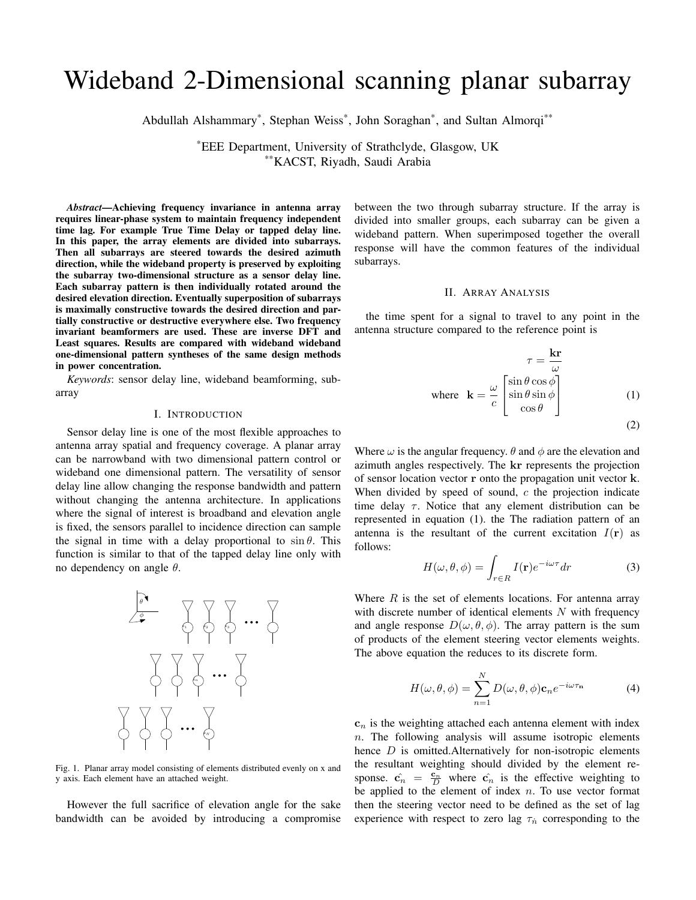# Wideband 2-Dimensional scanning planar subarray

Abdullah Alshammary*, Stephan Weiss*, John Soraghan*, and Sultan Almorqi**

*EEE Department, University of Strathclyde, Glasgow, UK
**KACST, Riyadh, Saudi Arabia

***Abstract*—Achieving frequency invariance in antenna array requires linear-phase system to maintain frequency independent time lag. For example True Time Delay or tapped delay line. In this paper, the array elements are divided into subarrays. Then all subarrays are steered towards the desired azimuth direction, while the wideband property is preserved by exploiting the subarray two-dimensional structure as a sensor delay line. Each subarray pattern is then individually rotated around the desired elevation direction. Eventually superposition of subarrays is maximally constructive towards the desired direction and partially constructive or destructive everywhere else. Two frequency invariant beamformers are used. These are inverse DFT and Least squares. Results are compared with wideband wideband one-dimensional pattern syntheses of the same design methods in power concentration.**

*Keywords*: sensor delay line, wideband beamforming, subarray

## I. Introduction

Sensor delay line is one of the most flexible approaches to antenna array spatial and frequency coverage. A planar array can be narrowband with two dimensional pattern control or wideband one dimensional pattern. The versatility of sensor delay line allow changing the response bandwidth and pattern without changing the antenna architecture. In applications where the signal of interest is broadband and elevation angle is fixed, the sensors parallel to incidence direction can sample the signal in time with a delay proportional to $\sin\theta$. This function is similar to that of the tapped delay line only with no dependency on angle $\theta$.

Fig. 1. Planar array model consisting of elements distributed evenly on x and y axis. Each element have an attached weight.

However the full sacrifice of elevation angle for the sake bandwidth can be avoided by introducing a compromise between the two through subarray structure. If the array is divided into smaller groups, each subarray can be given a wideband pattern. When superimposed together the overall response will have the common features of the individual subarrays.

## II. Array Analysis

the time spent for a signal to travel to any point in the antenna structure compared to the reference point is

$$\tau = \frac{\mathbf{kr}}{\omega}$$

$$\text{where} \quad \mathbf{k} = \frac{\omega}{c}\begin{bmatrix}\sin\theta\cos\phi \\ \sin\theta\sin\phi \\ \cos\theta\end{bmatrix} \tag{1}$$

$$\tag{2}$$

Where $\omega$ is the angular frequency. $\theta$ and $\phi$ are the elevation and azimuth angles respectively. The $\mathbf{kr}$ represents the projection of sensor location vector $\mathbf{r}$ onto the propagation unit vector $\mathbf{k}$. When divided by speed of sound, $c$ the projection indicate time delay $\tau$. Notice that any element distribution can be represented in equation (1). the The radiation pattern of an antenna is the resultant of the current excitation $I(\mathbf{r})$ as follows:

$$H(\omega, \theta, \phi) = \int_{r \in R} I(\mathbf{r}) e^{-i\omega\tau} dr \tag{3}$$

Where $R$ is the set of elements locations. For antenna array with discrete number of identical elements $N$ with frequency and angle response $D(\omega, \theta, \phi)$. The array pattern is the sum of products of the element steering vector elements weights. The above equation the reduces to its discrete form.

$$H(\omega, \theta, \phi) = \sum_{n=1}^{N} D(\omega, \theta, \phi)\mathbf{c}_n e^{-i\omega\tau_{\mathbf{n}}} \tag{4}$$

$\mathbf{c}_n$ is the weighting attached each antenna element with index $n$. The following analysis will assume isotropic elements hence $D$ is omitted.Alternatively for non-isotropic elements the resultant weighting should divided by the element response. $\hat{\mathbf{c}_n} = \frac{\mathbf{c}_n}{D}$ where $\hat{\mathbf{c}_n}$ is the effective weighting to be applied to the element of index $n$. To use vector format then the steering vector need to be defined as the set of lag experience with respect to zero lag $\tau_{\hat{n}}$ corresponding to the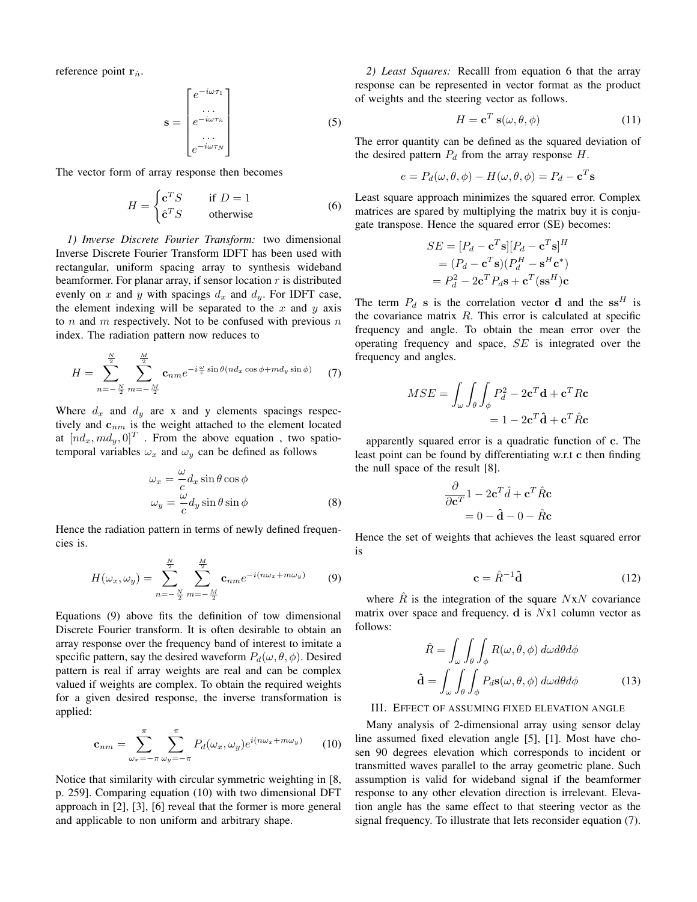reference point $\mathbf{r}_{\acute{n}}$.

$$\mathbf{s} = \begin{bmatrix} e^{-i\omega\tau_1} \\ \dots \\ e^{-i\omega\tau_{\acute{n}}} \\ \dots \\ e^{-i\omega\tau_N} \end{bmatrix} \tag{5}$$

The vector form of array response then becomes

$$H = \begin{cases} \mathbf{c}^T S & \text{if } D = 1 \\ \hat{\mathbf{c}}^T S & \text{otherwise} \end{cases} \tag{6}$$

*1) Inverse Discrete Fourier Transform:* two dimensional Inverse Discrete Fourier Transform IDFT has been used with rectangular, uniform spacing array to synthesis wideband beamformer. For planar array, if sensor location $r$ is distributed evenly on $x$ and $y$ with spacings $d_x$ and $d_y$. For IDFT case, the element indexing will be separated to the $x$ and $y$ axis to $n$ and $m$ respectively. Not to be confused with previous $n$ index. The radiation pattern now reduces to

$$H = \sum_{n=-\frac{N}{2}}^{\frac{N}{2}} \sum_{m=-\frac{M}{2}}^{\frac{M}{2}} \mathbf{c}_{nm} e^{-i\frac{\omega}{c}\sin\theta(nd_x\cos\phi + md_y\sin\phi)} \tag{7}$$

Where $d_x$ and $d_y$ are x and y elements spacings respectively and $\mathbf{c}_{nm}$ is the weight attached to the element located at $[nd_x, md_y, 0]^T$ . From the above equation , two spatio-temporal variables $\omega_x$ and $\omega_y$ can be defined as follows

$$\begin{aligned} \omega_x &= \frac{\omega}{c} d_x \sin\theta\cos\phi \\ \omega_y &= \frac{\omega}{c} d_y \sin\theta\sin\phi \end{aligned} \tag{8}$$

Hence the radiation pattern in terms of newly defined frequencies is.

$$H(\omega_x, \omega_y) = \sum_{n=-\frac{N}{2}}^{\frac{N}{2}} \sum_{m=-\frac{M}{2}}^{\frac{M}{2}} \mathbf{c}_{nm} e^{-i(n\omega_x + m\omega_y)} \tag{9}$$

Equations (9) above fits the definition of tow dimensional Discrete Fourier transform. It is often desirable to obtain an array response over the frequency band of interest to imitate a specific pattern, say the desired waveform $P_d(\omega, \theta, \phi)$. Desired pattern is real if array weights are real and can be complex valued if weights are complex. To obtain the required weights for a given desired response, the inverse transformation is applied:

$$\mathbf{c}_{nm} = \sum_{\omega_x=-\pi}^{\pi} \sum_{\omega_y=-\pi}^{\pi} P_d(\omega_x, \omega_y) e^{i(n\omega_x + m\omega_y)} \tag{10}$$

Notice that similarity with circular symmetric weighting in [8, p. 259]. Comparing equation (10) with two dimensional DFT approach in [2], [3], [6] reveal that the former is more general and applicable to non uniform and arbitrary shape.

*2) Least Squares:* Recalll from equation 6 that the array response can be represented in vector format as the product of weights and the steering vector as follows.

$$H = \mathbf{c}^T\, \mathbf{s}(\omega, \theta, \phi) \tag{11}$$

The error quantity can be defined as the squared deviation of the desired pattern $P_d$ from the array response $H$.

$$e = P_d(\omega, \theta, \phi) - H(\omega, \theta, \phi) = P_d - \mathbf{c}^T \mathbf{s}$$

Least square approach minimizes the squared error. Complex matrices are spared by multiplying the matrix buy it is conjugate transpose. Hence the squared error (SE) becomes:

$$\begin{aligned} SE &= [P_d - \mathbf{c}^T\mathbf{s}][P_d - \mathbf{c}^T\mathbf{s}]^H \\ &= (P_d - \mathbf{c}^T\mathbf{s})(P_d^H - \mathbf{s}^H\mathbf{c}^*) \\ &= P_d^2 - 2\mathbf{c}^T P_d \mathbf{s} + \mathbf{c}^T(\mathbf{s}\mathbf{s}^H)\mathbf{c} \end{aligned}$$

The term $P_d$ $\mathbf{s}$ is the correlation vector $\mathbf{d}$ and the $\mathbf{s}\mathbf{s}^H$ is the covariance matrix $R$. This error is calculated at specific frequency and angle. To obtain the mean error over the operating frequency and space, $SE$ is integrated over the frequency and angles.

$$\begin{aligned} MSE = \int_\omega \int_\theta \int_\phi & P_d^2 - 2\mathbf{c}^T\mathbf{d} + \mathbf{c}^T R\mathbf{c} \\ &= 1 - 2\mathbf{c}^T\hat{\mathbf{d}} + \mathbf{c}^T\hat{R}\mathbf{c} \end{aligned}$$

apparently squared error is a quadratic function of $\mathbf{c}$. The least point can be found by differentiating w.r.t $\mathbf{c}$ then finding the null space of the result [8].

$$\begin{aligned} \frac{\partial}{\partial \mathbf{c}^T} 1 - 2\mathbf{c}^T\hat{d} + \mathbf{c}^T\hat{R}\mathbf{c} \\ = 0 - \hat{\mathbf{d}} - 0 - \hat{R}\mathbf{c} \end{aligned}$$

Hence the set of weights that achieves the least squared error is

$$\mathbf{c} = \hat{R}^{-1}\hat{\mathbf{d}} \tag{12}$$

where $\hat{R}$ is the integration of the square $N$x$N$ covariance matrix over space and frequency. $\mathbf{d}$ is $N$x1 column vector as follows:

$$\begin{aligned} \hat{R} &= \int_\omega \int_\theta \int_\phi R(\omega, \theta, \phi)\, d\omega d\theta d\phi \\ \hat{\mathbf{d}} &= \int_\omega \int_\theta \int_\phi P_d \mathbf{s}(\omega, \theta, \phi)\, d\omega d\theta d\phi \end{aligned} \tag{13}$$

## III. Effect of assuming fixed elevation angle

Many analysis of 2-dimensional array using sensor delay line assumed fixed elevation angle [5], [1]. Most have chosen 90 degrees elevation which corresponds to incident or transmitted waves parallel to the array geometric plane. Such assumption is valid for wideband signal if the beamformer response to any other elevation direction is irrelevant. Elevation angle has the same effect to that steering vector as the signal frequency. To illustrate that lets reconsider equation (7).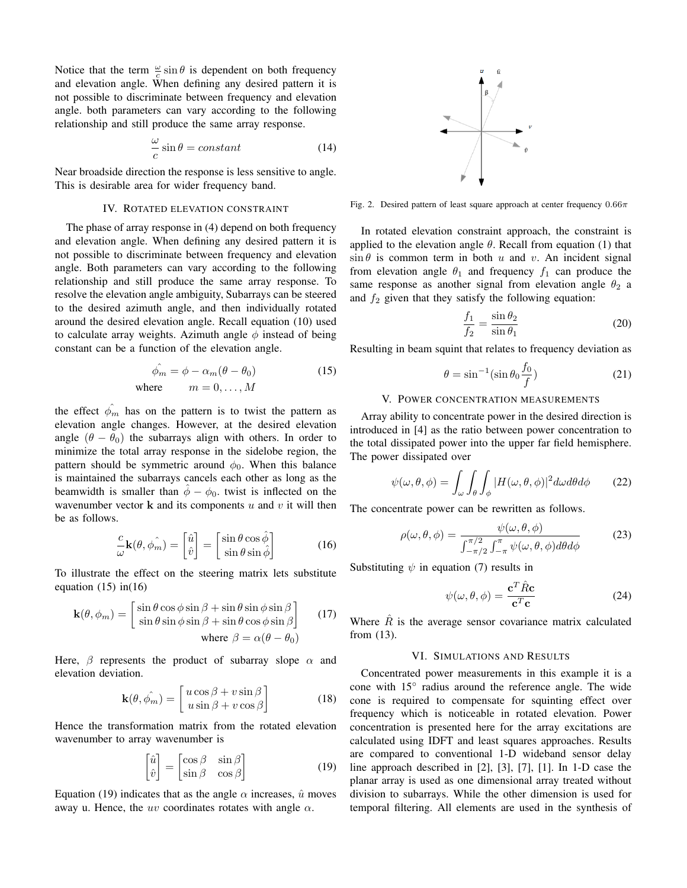Notice that the term $\frac{\omega}{c}\sin\theta$ is dependent on both frequency and elevation angle. When defining any desired pattern it is not possible to discriminate between frequency and elevation angle. both parameters can vary according to the following relationship and still produce the same array response.

$$\frac{\omega}{c}\sin\theta = constant \tag{14}$$

Near broadside direction the response is less sensitive to angle. This is desirable area for wider frequency band.

## IV. Rotated elevation constraint

The phase of array response in (4) depend on both frequency and elevation angle. When defining any desired pattern it is not possible to discriminate between frequency and elevation angle. Both parameters can vary according to the following relationship and still produce the same array response. To resolve the elevation angle ambiguity, Subarrays can be steered to the desired azimuth angle, and then individually rotated around the desired elevation angle. Recall equation (10) used to calculate array weights. Azimuth angle $\phi$ instead of being constant can be a function of the elevation angle.

$$\hat{\phi_m} = \phi - \alpha_m(\theta - \theta_0) \tag{15}$$
$$\text{where} \qquad m = 0, \ldots, M$$

the effect $\hat{\phi_m}$ has on the pattern is to twist the pattern as elevation angle changes. However, at the desired elevation angle $(\theta - \theta_0)$ the subarrays align with others. In order to minimize the total array response in the sidelobe region, the pattern should be symmetric around $\phi_0$. When this balance is maintained the subarrays cancels each other as long as the beamwidth is smaller than $\hat{\phi} - \phi_0$. twist is inflected on the wavenumber vector $\mathbf{k}$ and its components $u$ and $v$ it will then be as follows.

$$\frac{c}{\omega}\mathbf{k}(\theta, \hat{\phi_m}) = \begin{bmatrix} \hat{u} \\ \hat{v} \end{bmatrix} = \begin{bmatrix} \sin\theta\cos\hat{\phi} \\ \sin\theta\sin\hat{\phi} \end{bmatrix} \tag{16}$$

To illustrate the effect on the steering matrix lets substitute equation (15) in(16)

$$\mathbf{k}(\theta, \phi_m) = \begin{bmatrix} \sin\theta\cos\phi\sin\beta + \sin\theta\sin\phi\sin\beta \\ \sin\theta\sin\phi\sin\beta + \sin\theta\cos\phi\sin\beta \end{bmatrix} \tag{17}$$
$$\text{where } \beta = \alpha(\theta - \theta_0)$$

Here, $\beta$ represents the product of subarray slope $\alpha$ and elevation deviation.

$$\mathbf{k}(\theta, \hat{\phi_m}) = \begin{bmatrix} u\cos\beta + v\sin\beta \\ u\sin\beta + v\cos\beta \end{bmatrix} \tag{18}$$

Hence the transformation matrix from the rotated elevation wavenumber to array wavenumber is

$$\begin{bmatrix} \hat{u} \\ \hat{v} \end{bmatrix} = \begin{bmatrix} \cos\beta & \sin\beta \\ \sin\beta & \cos\beta \end{bmatrix} \tag{19}$$

Equation (19) indicates that as the angle $\alpha$ increases, $\hat{u}$ moves away u. Hence, the $uv$ coordinates rotates with angle $\alpha$.

Fig. 2. Desired pattern of least square approach at center frequency $0.66\pi$

In rotated elevation constraint approach, the constraint is applied to the elevation angle $\theta$. Recall from equation (1) that $\sin\theta$ is common term in both $u$ and $v$. An incident signal from elevation angle $\theta_1$ and frequency $f_1$ can produce the same response as another signal from elevation angle $\theta_2$ a and $f_2$ given that they satisfy the following equation:

$$\frac{f_1}{f_2} = \frac{\sin\theta_2}{\sin\theta_1} \tag{20}$$

Resulting in beam squint that relates to frequency deviation as

$$\theta = \sin^{-1}(\sin\theta_0\frac{f_0}{f}) \tag{21}$$

## V. Power concentration measurements

Array ability to concentrate power in the desired direction is introduced in [4] as the ratio between power concentration to the total dissipated power into the upper far field hemisphere. The power dissipated over

$$\psi(\omega, \theta, \phi) = \int_{\omega}\int_{\theta}\int_{\phi} |H(\omega, \theta, \phi)|^2 d\omega d\theta d\phi \tag{22}$$

The concentrate power can be rewritten as follows.

$$\rho(\omega, \theta, \phi) = \frac{\psi(\omega, \theta, \phi)}{\int_{-\pi/2}^{\pi/2}\int_{-\pi}^{\pi}\psi(\omega, \theta, \phi)d\theta d\phi} \tag{23}$$

Substituting $\psi$ in equation (7) results in

$$\psi(\omega, \theta, \phi) = \frac{\mathbf{c}^T\hat{R}\mathbf{c}}{\mathbf{c}^T\mathbf{c}} \tag{24}$$

Where $\hat{R}$ is the average sensor covariance matrix calculated from (13).

## VI. Simulations and Results

Concentrated power measurements in this example it is a cone with $15°$ radius around the reference angle. The wide cone is required to compensate for squinting effect over frequency which is noticeable in rotated elevation. Power concentration is presented here for the array excitations are calculated using IDFT and least squares approaches. Results are compared to conventional 1-D wideband sensor delay line approach described in [2], [3], [7], [1]. In 1-D case the planar array is used as one dimensional array treated without division to subarrays. While the other dimension is used for temporal filtering. All elements are used in the synthesis of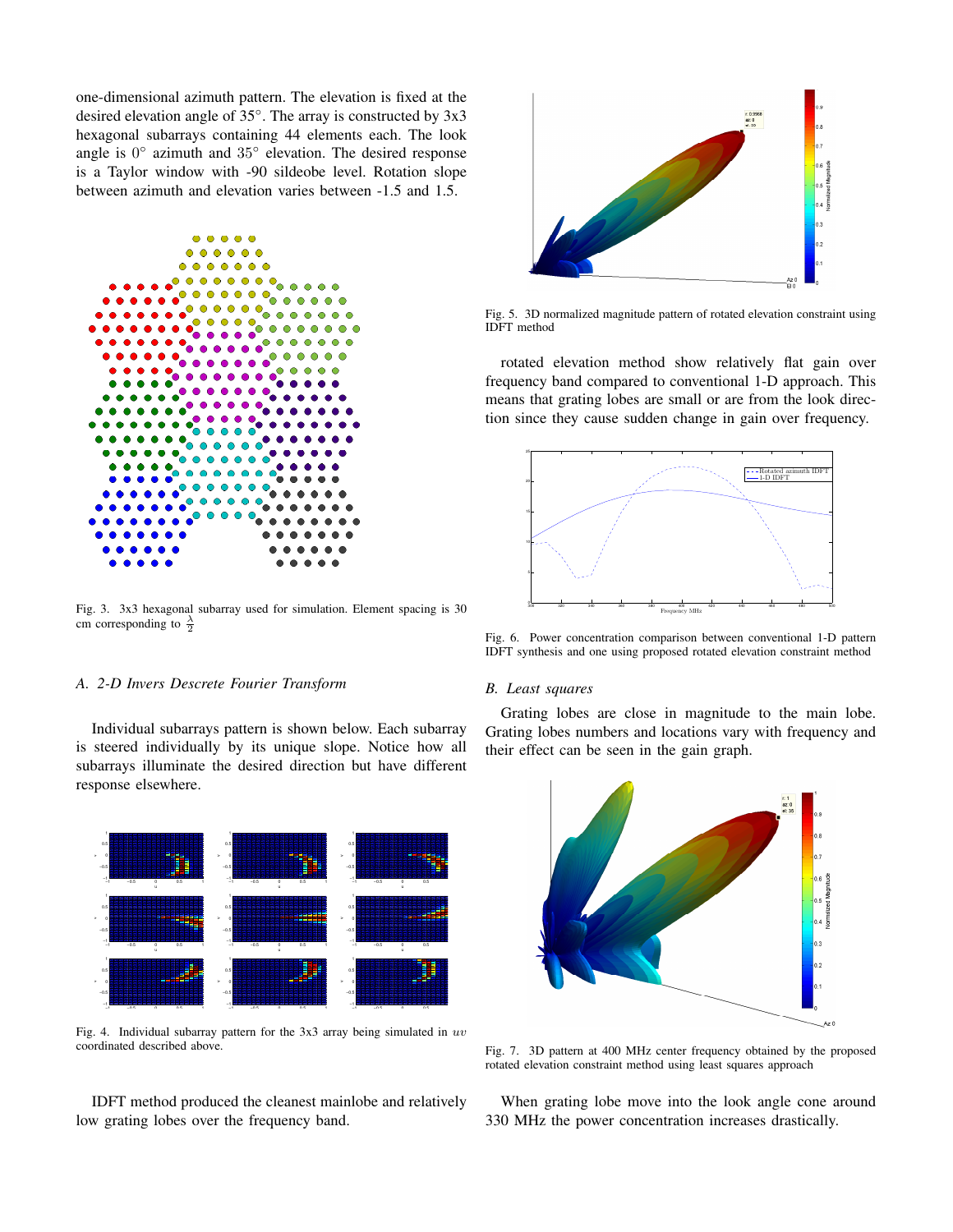one-dimensional azimuth pattern. The elevation is fixed at the desired elevation angle of 35°. The array is constructed by 3x3 hexagonal subarrays containing 44 elements each. The look angle is 0° azimuth and 35° elevation. The desired response is a Taylor window with -90 sildeobe level. Rotation slope between azimuth and elevation varies between -1.5 and 1.5.

Fig. 3. 3x3 hexagonal subarray used for simulation. Element spacing is 30 cm corresponding to $\frac{\lambda}{2}$

### A. 2-D Invers Descrete Fourier Transform

Individual subarrays pattern is shown below. Each subarray is steered individually by its unique slope. Notice how all subarrays illuminate the desired direction but have different response elsewhere.

Fig. 4. Individual subarray pattern for the 3x3 array being simulated in $uv$ coordinated described above.

IDFT method produced the cleanest mainlobe and relatively low grating lobes over the frequency band.

Fig. 5. 3D normalized magnitude pattern of rotated elevation constraint using IDFT method

rotated elevation method show relatively flat gain over frequency band compared to conventional 1-D approach. This means that grating lobes are small or are from the look direction since they cause sudden change in gain over frequency.

Fig. 6. Power concentration comparison between conventional 1-D pattern IDFT synthesis and one using proposed rotated elevation constraint method

### B. Least squares

Grating lobes are close in magnitude to the main lobe. Grating lobes numbers and locations vary with frequency and their effect can be seen in the gain graph.

Fig. 7. 3D pattern at 400 MHz center frequency obtained by the proposed rotated elevation constraint method using least squares approach

When grating lobe move into the look angle cone around 330 MHz the power concentration increases drastically.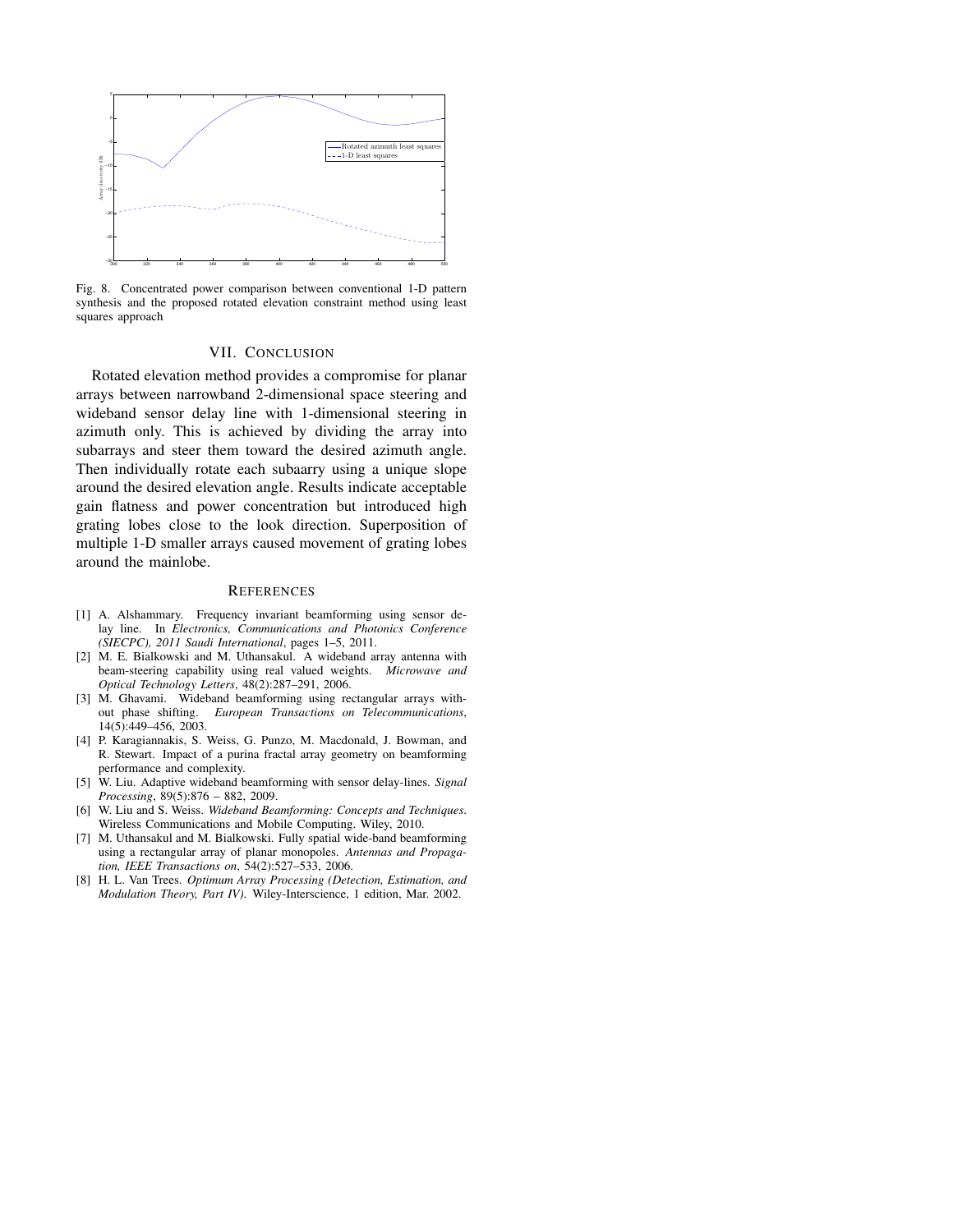5

0

−5

−10

−15

−20

−25

−30

300 320 340 360 380 400 420 440 460 480 500

Array directivity (dB)

Rotated azimuth least squares
1-D least squares

Fig. 8. Concentrated power comparison between conventional 1-D pattern synthesis and the proposed rotated elevation constraint method using least squares approach

## VII. Conclusion

Rotated elevation method provides a compromise for planar arrays between narrowband 2-dimensional space steering and wideband sensor delay line with 1-dimensional steering in azimuth only. This is achieved by dividing the array into subarrays and steer them toward the desired azimuth angle. Then individually rotate each subaarry using a unique slope around the desired elevation angle. Results indicate acceptable gain flatness and power concentration but introduced high grating lobes close to the look direction. Superposition of multiple 1-D smaller arrays caused movement of grating lobes around the mainlobe.

## References

- [1] A. Alshammary. Frequency invariant beamforming using sensor delay line. In *Electronics, Communications and Photonics Conference (SIECPC), 2011 Saudi International*, pages 1–5, 2011.
- [2] M. E. Bialkowski and M. Uthansakul. A wideband array antenna with beam-steering capability using real valued weights. *Microwave and Optical Technology Letters*, 48(2):287–291, 2006.
- [3] M. Ghavami. Wideband beamforming using rectangular arrays without phase shifting. *European Transactions on Telecommunications*, 14(5):449–456, 2003.
- [4] P. Karagiannakis, S. Weiss, G. Punzo, M. Macdonald, J. Bowman, and R. Stewart. Impact of a purina fractal array geometry on beamforming performance and complexity.
- [5] W. Liu. Adaptive wideband beamforming with sensor delay-lines. *Signal Processing*, 89(5):876 – 882, 2009.
- [6] W. Liu and S. Weiss. *Wideband Beamforming: Concepts and Techniques*. Wireless Communications and Mobile Computing. Wiley, 2010.
- [7] M. Uthansakul and M. Bialkowski. Fully spatial wide-band beamforming using a rectangular array of planar monopoles. *Antennas and Propagation, IEEE Transactions on*, 54(2):527–533, 2006.
- [8] H. L. Van Trees. *Optimum Array Processing (Detection, Estimation, and Modulation Theory, Part IV)*. Wiley-Interscience, 1 edition, Mar. 2002.